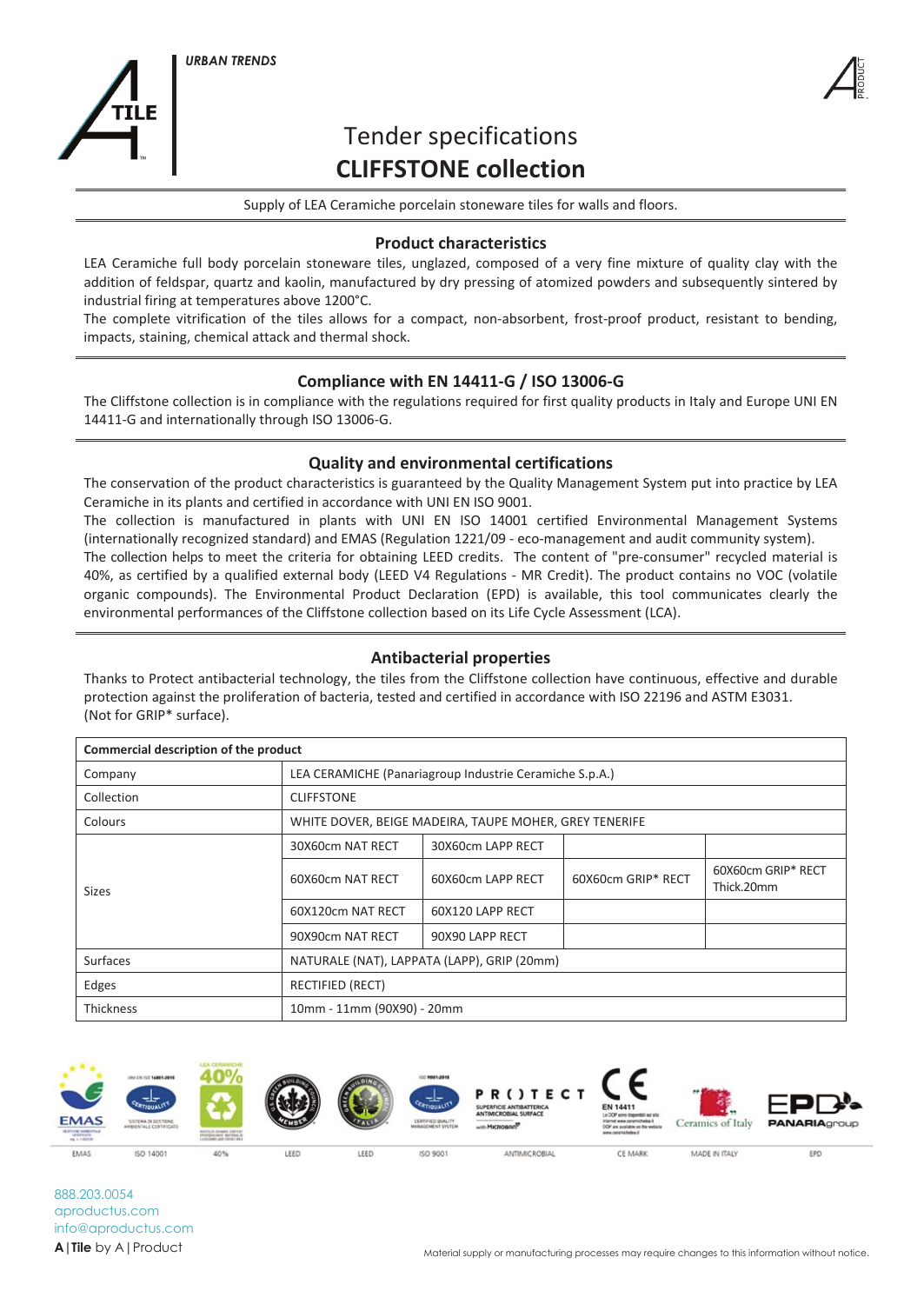*URBAN TRENDS*

# Tender specifications
# **CLIFFSTONE collection**

Supply of LEA Ceramiche porcelain stoneware tiles for walls and floors.

## Product characteristics

LEA Ceramiche full body porcelain stoneware tiles, unglazed, composed of a very fine mixture of quality clay with the addition of feldspar, quartz and kaolin, manufactured by dry pressing of atomized powders and subsequently sintered by industrial firing at temperatures above 1200°C.
The complete vitrification of the tiles allows for a compact, non-absorbent, frost-proof product, resistant to bending, impacts, staining, chemical attack and thermal shock.

## Compliance with EN 14411-G / ISO 13006-G

The Cliffstone collection is in compliance with the regulations required for first quality products in Italy and Europe UNI EN 14411-G and internationally through ISO 13006-G.

## Quality and environmental certifications

The conservation of the product characteristics is guaranteed by the Quality Management System put into practice by LEA Ceramiche in its plants and certified in accordance with UNI EN ISO 9001.
The collection is manufactured in plants with UNI EN ISO 14001 certified Environmental Management Systems (internationally recognized standard) and EMAS (Regulation 1221/09 - eco-management and audit community system).
The collection helps to meet the criteria for obtaining LEED credits. The content of "pre-consumer" recycled material is 40%, as certified by a qualified external body (LEED V4 Regulations - MR Credit). The product contains no VOC (volatile organic compounds). The Environmental Product Declaration (EPD) is available, this tool communicates clearly the environmental performances of the Cliffstone collection based on its Life Cycle Assessment (LCA).

## Antibacterial properties

Thanks to Protect antibacterial technology, the tiles from the Cliffstone collection have continuous, effective and durable protection against the proliferation of bacteria, tested and certified in accordance with ISO 22196 and ASTM E3031.
(Not for GRIP* surface).

| **Commercial description of the product** | | | | |
|---|---|---|---|---|
| Company | LEA CERAMICHE (Panariagroup Industrie Ceramiche S.p.A.) | | | |
| Collection | CLIFFSTONE | | | |
| Colours | WHITE DOVER, BEIGE MADEIRA, TAUPE MOHER, GREY TENERIFE | | | |
| Sizes | 30X60cm NAT RECT | 30X60cm LAPP RECT | | |
| | 60X60cm NAT RECT | 60X60cm LAPP RECT | 60X60cm GRIP* RECT | 60X60cm GRIP* RECT Thick.20mm |
| | 60X120cm NAT RECT | 60X120 LAPP RECT | | |
| | 90X90cm NAT RECT | 90X90 LAPP RECT | | |
| Surfaces | NATURALE (NAT), LAPPATA (LAPP), GRIP (20mm) | | | |
| Edges | RECTIFIED (RECT) | | | |
| Thickness | 10mm - 11mm (90X90) - 20mm | | | |

EMAS | ISO 14001 | 40% | LEED | LEED | ISO 9001 | ANTIMICROBIAL | CE MARK | MADE IN ITALY | EPD

888.203.0054
aproductus.com
info@aproductus.com
**A** | **Tile** by A | Product

Material supply or manufacturing processes may require changes to this information without notice.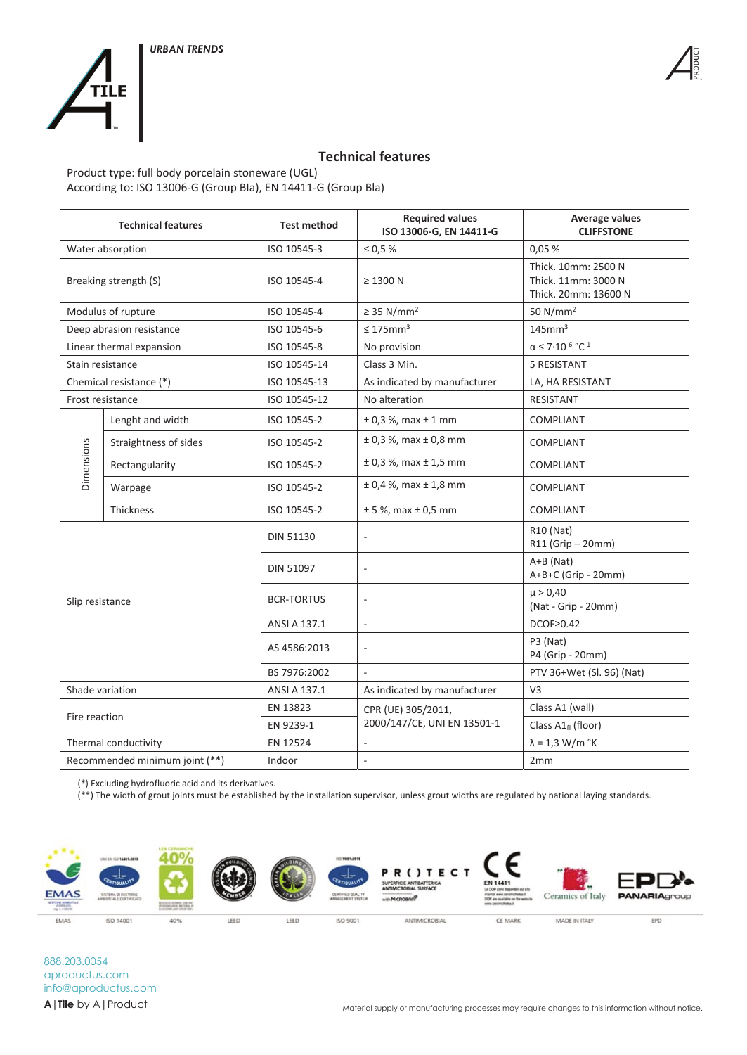URBAN TRENDS

## Technical features

Product type: full body porcelain stoneware (UGL)
According to: ISO 13006-G (Group BIa), EN 14411-G (Group BIa)

| Technical features | | Test method | Required values ISO 13006-G, EN 14411-G | Average values CLIFFSTONE |
|---|---|---|---|---|
| Water absorption | | ISO 10545-3 | ≤ 0,5 % | 0,05 % |
| Breaking strength (S) | | ISO 10545-4 | ≥ 1300 N | Thick. 10mm: 2500 N<br>Thick. 11mm: 3000 N<br>Thick. 20mm: 13600 N |
| Modulus of rupture | | ISO 10545-4 | ≥ 35 N/mm$^2$ | 50 N/mm$^2$ |
| Deep abrasion resistance | | ISO 10545-6 | ≤ 175mm$^3$ | 145mm$^3$ |
| Linear thermal expansion | | ISO 10545-8 | No provision | $\alpha \leq 7 \cdot 10^{-6}$ °C$^{-1}$ |
| Stain resistance | | ISO 10545-14 | Class 3 Min. | 5 RESISTANT |
| Chemical resistance (*) | | ISO 10545-13 | As indicated by manufacturer | LA, HA RESISTANT |
| Frost resistance | | ISO 10545-12 | No alteration | RESISTANT |
| Dimensions | Lenght and width | ISO 10545-2 | ± 0,3 %, max ± 1 mm | COMPLIANT |
| | Straightness of sides | ISO 10545-2 | ± 0,3 %, max ± 0,8 mm | COMPLIANT |
| | Rectangularity | ISO 10545-2 | ± 0,3 %, max ± 1,5 mm | COMPLIANT |
| | Warpage | ISO 10545-2 | ± 0,4 %, max ± 1,8 mm | COMPLIANT |
| | Thickness | ISO 10545-2 | ± 5 %, max ± 0,5 mm | COMPLIANT |
| Slip resistance | | DIN 51130 | - | R10 (Nat)<br>R11 (Grip – 20mm) |
| | | DIN 51097 | - | A+B (Nat)<br>A+B+C (Grip - 20mm) |
| | | BCR-TORTUS | - | $\mu > 0{,}40$<br>(Nat - Grip - 20mm) |
| | | ANSI A 137.1 | - | DCOF≥0.42 |
| | | AS 4586:2013 | - | P3 (Nat)<br>P4 (Grip - 20mm) |
| | | BS 7976:2002 | - | PTV 36+Wet (Sl. 96) (Nat) |
| Shade variation | | ANSI A 137.1 | As indicated by manufacturer | V3 |
| Fire reaction | | EN 13823 | CPR (UE) 305/2011,<br>2000/147/CE, UNI EN 13501-1 | Class A1 (wall) |
| | | EN 9239-1 | | Class A1$_{fl}$ (floor) |
| Thermal conductivity | | EN 12524 | - | $\lambda$ = 1,3 W/m °K |
| Recommended minimum joint (**) | | Indoor | - | 2mm |

(*) Excluding hydrofluoric acid and its derivatives.
(**) The width of grout joints must be established by the installation supervisor, unless grout widths are regulated by national laying standards.

EMAS | ISO 14001 | 40% | LEED | LEED | ISO 9001 | ANTIMICROBIAL | CE MARK | MADE IN ITALY | EPD

888.203.0054
aproductus.com
info@aproductus.com
**A** | **Tile** by A | Product

Material supply or manufacturing processes may require changes to this information without notice.